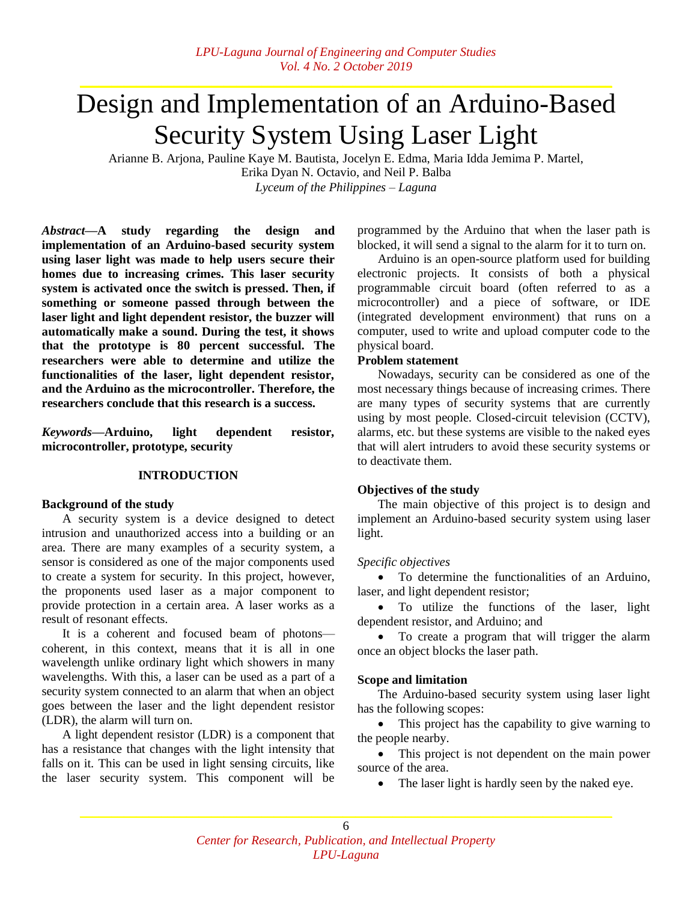# Design and Implementation of an Arduino-Based Security System Using Laser Light

Arianne B. Arjona, Pauline Kaye M. Bautista, Jocelyn E. Edma, Maria Idda Jemima P. Martel, Erika Dyan N. Octavio, and Neil P. Balba

*Lyceum of the Philippines – Laguna*

***Abstract*—A study regarding the design and implementation of an Arduino-based security system using laser light was made to help users secure their homes due to increasing crimes. This laser security system is activated once the switch is pressed. Then, if something or someone passed through between the laser light and light dependent resistor, the buzzer will automatically make a sound. During the test, it shows that the prototype is 80 percent successful. The researchers were able to determine and utilize the functionalities of the laser, light dependent resistor, and the Arduino as the microcontroller. Therefore, the researchers conclude that this research is a success.**

***Keywords*—Arduino, light dependent resistor, microcontroller, prototype, security**

## INTRODUCTION

### Background of the study

A security system is a device designed to detect intrusion and unauthorized access into a building or an area. There are many examples of a security system, a sensor is considered as one of the major components used to create a system for security. In this project, however, the proponents used laser as a major component to provide protection in a certain area. A laser works as a result of resonant effects.

It is a coherent and focused beam of photons—coherent, in this context, means that it is all in one wavelength unlike ordinary light which showers in many wavelengths. With this, a laser can be used as a part of a security system connected to an alarm that when an object goes between the laser and the light dependent resistor (LDR), the alarm will turn on.

A light dependent resistor (LDR) is a component that has a resistance that changes with the light intensity that falls on it. This can be used in light sensing circuits, like the laser security system. This component will be programmed by the Arduino that when the laser path is blocked, it will send a signal to the alarm for it to turn on.

Arduino is an open-source platform used for building electronic projects. It consists of both a physical programmable circuit board (often referred to as a microcontroller) and a piece of software, or IDE (integrated development environment) that runs on a computer, used to write and upload computer code to the physical board.

### Problem statement

Nowadays, security can be considered as one of the most necessary things because of increasing crimes. There are many types of security systems that are currently using by most people. Closed-circuit television (CCTV), alarms, etc. but these systems are visible to the naked eyes that will alert intruders to avoid these security systems or to deactivate them.

### Objectives of the study

The main objective of this project is to design and implement an Arduino-based security system using laser light.

*Specific objectives*

- To determine the functionalities of an Arduino, laser, and light dependent resistor;
- To utilize the functions of the laser, light dependent resistor, and Arduino; and
- To create a program that will trigger the alarm once an object blocks the laser path.

### Scope and limitation

The Arduino-based security system using laser light has the following scopes:

- This project has the capability to give warning to the people nearby.
- This project is not dependent on the main power source of the area.
- The laser light is hardly seen by the naked eye.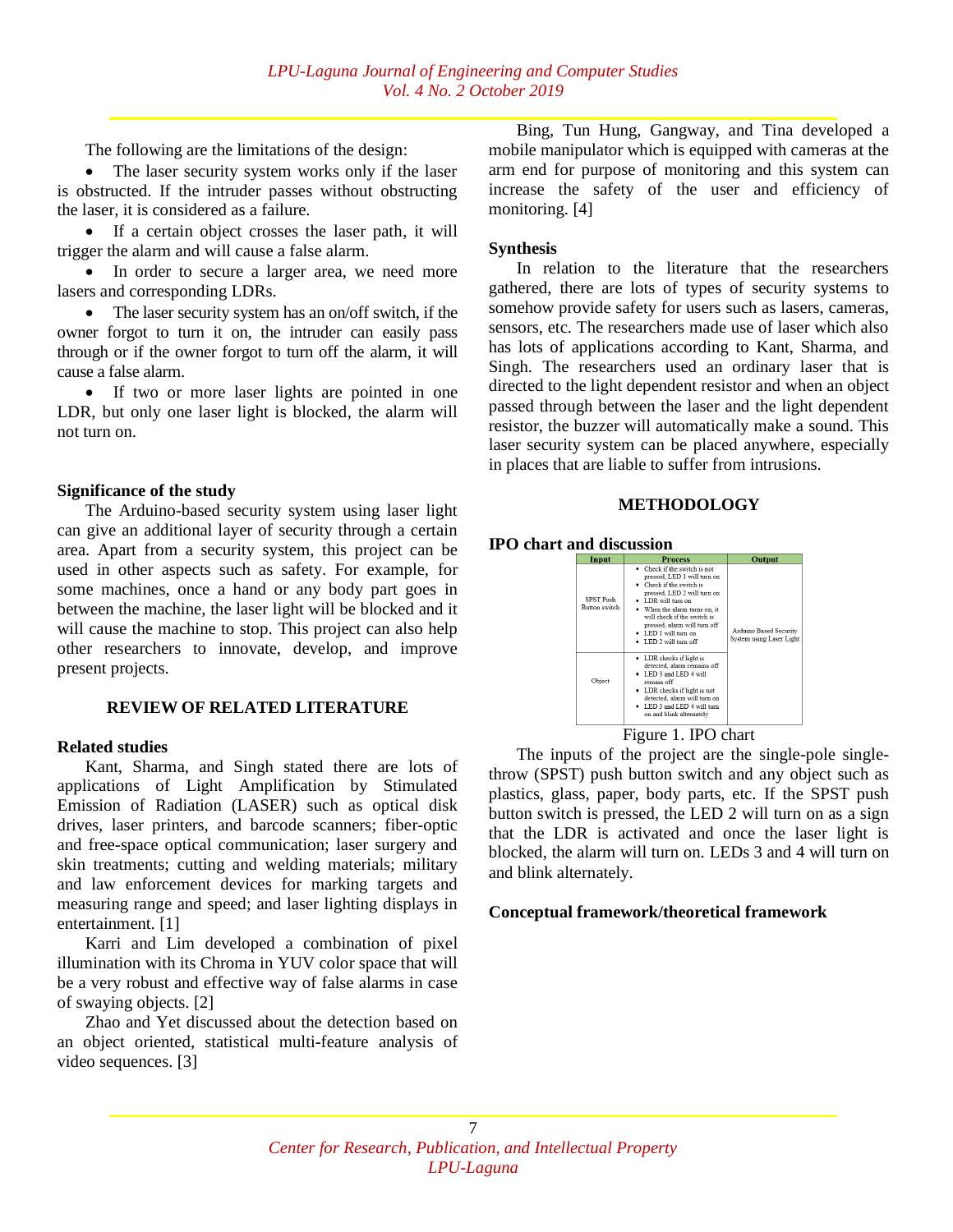The following are the limitations of the design:

- The laser security system works only if the laser is obstructed. If the intruder passes without obstructing the laser, it is considered as a failure.
- If a certain object crosses the laser path, it will trigger the alarm and will cause a false alarm.
- In order to secure a larger area, we need more lasers and corresponding LDRs.
- The laser security system has an on/off switch, if the owner forgot to turn it on, the intruder can easily pass through or if the owner forgot to turn off the alarm, it will cause a false alarm.
- If two or more laser lights are pointed in one LDR, but only one laser light is blocked, the alarm will not turn on.

**Significance of the study**

The Arduino-based security system using laser light can give an additional layer of security through a certain area. Apart from a security system, this project can be used in other aspects such as safety. For example, for some machines, once a hand or any body part goes in between the machine, the laser light will be blocked and it will cause the machine to stop. This project can also help other researchers to innovate, develop, and improve present projects.

## REVIEW OF RELATED LITERATURE

**Related studies**

Kant, Sharma, and Singh stated there are lots of applications of Light Amplification by Stimulated Emission of Radiation (LASER) such as optical disk drives, laser printers, and barcode scanners; fiber-optic and free-space optical communication; laser surgery and skin treatments; cutting and welding materials; military and law enforcement devices for marking targets and measuring range and speed; and laser lighting displays in entertainment. [1]

Karri and Lim developed a combination of pixel illumination with its Chroma in YUV color space that will be a very robust and effective way of false alarms in case of swaying objects. [2]

Zhao and Yet discussed about the detection based on an object oriented, statistical multi-feature analysis of video sequences. [3]

Bing, Tun Hung, Gangway, and Tina developed a mobile manipulator which is equipped with cameras at the arm end for purpose of monitoring and this system can increase the safety of the user and efficiency of monitoring. [4]

**Synthesis**

In relation to the literature that the researchers gathered, there are lots of types of security systems to somehow provide safety for users such as lasers, cameras, sensors, etc. The researchers made use of laser which also has lots of applications according to Kant, Sharma, and Singh. The researchers used an ordinary laser that is directed to the light dependent resistor and when an object passed through between the laser and the light dependent resistor, the buzzer will automatically make a sound. This laser security system can be placed anywhere, especially in places that are liable to suffer from intrusions.

## METHODOLOGY

**IPO chart and discussion**

| Input | Process | Output |
|---|---|---|
| SPST Push Button switch | • Check if the switch is not pressed, LED 1 will turn on<br>• Check if the switch is pressed, LED 2 will turn on<br>• LDR will turn on<br>• When the alarm turns on, it will check if the switch is pressed, alarm will turn off<br>• LED 1 will turn on<br>• LED 2 will turn off | Arduino Based Security System using Laser Light |
| Object | • LDR checks if light is detected, alarm remains off<br>• LED 3 and LED 4 will remain off<br>• LDR checks if light is not detected, alarm will turn on<br>• LED 3 and LED 4 will turn on and blink alternately | |

Figure 1. IPO chart

The inputs of the project are the single-pole single-throw (SPST) push button switch and any object such as plastics, glass, paper, body parts, etc. If the SPST push button switch is pressed, the LED 2 will turn on as a sign that the LDR is activated and once the laser light is blocked, the alarm will turn on. LEDs 3 and 4 will turn on and blink alternately.

**Conceptual framework/theoretical framework**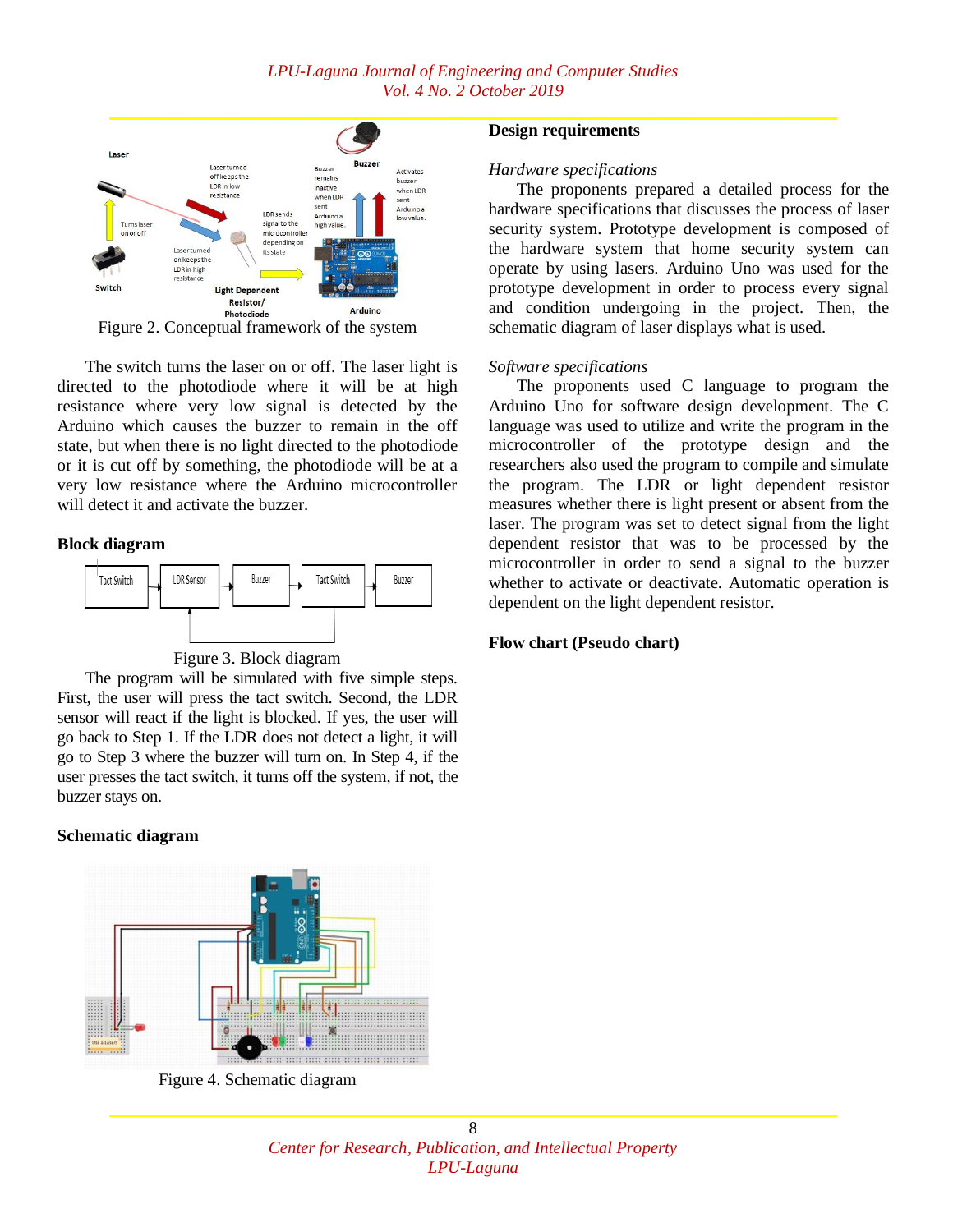Figure 2. Conceptual framework of the system

The switch turns the laser on or off. The laser light is directed to the photodiode where it will be at high resistance where very low signal is detected by the Arduino which causes the buzzer to remain in the off state, but when there is no light directed to the photodiode or it is cut off by something, the photodiode will be at a very low resistance where the Arduino microcontroller will detect it and activate the buzzer.

**Block diagram**

Figure 3. Block diagram

The program will be simulated with five simple steps. First, the user will press the tact switch. Second, the LDR sensor will react if the light is blocked. If yes, the user will go back to Step 1. If the LDR does not detect a light, it will go to Step 3 where the buzzer will turn on. In Step 4, if the user presses the tact switch, it turns off the system, if not, the buzzer stays on.

**Schematic diagram**

Figure 4. Schematic diagram

**Design requirements**

*Hardware specifications*

The proponents prepared a detailed process for the hardware specifications that discusses the process of laser security system. Prototype development is composed of the hardware system that home security system can operate by using lasers. Arduino Uno was used for the prototype development in order to process every signal and condition undergoing in the project. Then, the schematic diagram of laser displays what is used.

*Software specifications*

The proponents used C language to program the Arduino Uno for software design development. The C language was used to utilize and write the program in the microcontroller of the prototype design and the researchers also used the program to compile and simulate the program. The LDR or light dependent resistor measures whether there is light present or absent from the laser. The program was set to detect signal from the light dependent resistor that was to be processed by the microcontroller in order to send a signal to the buzzer whether to activate or deactivate. Automatic operation is dependent on the light dependent resistor.

**Flow chart (Pseudo chart)**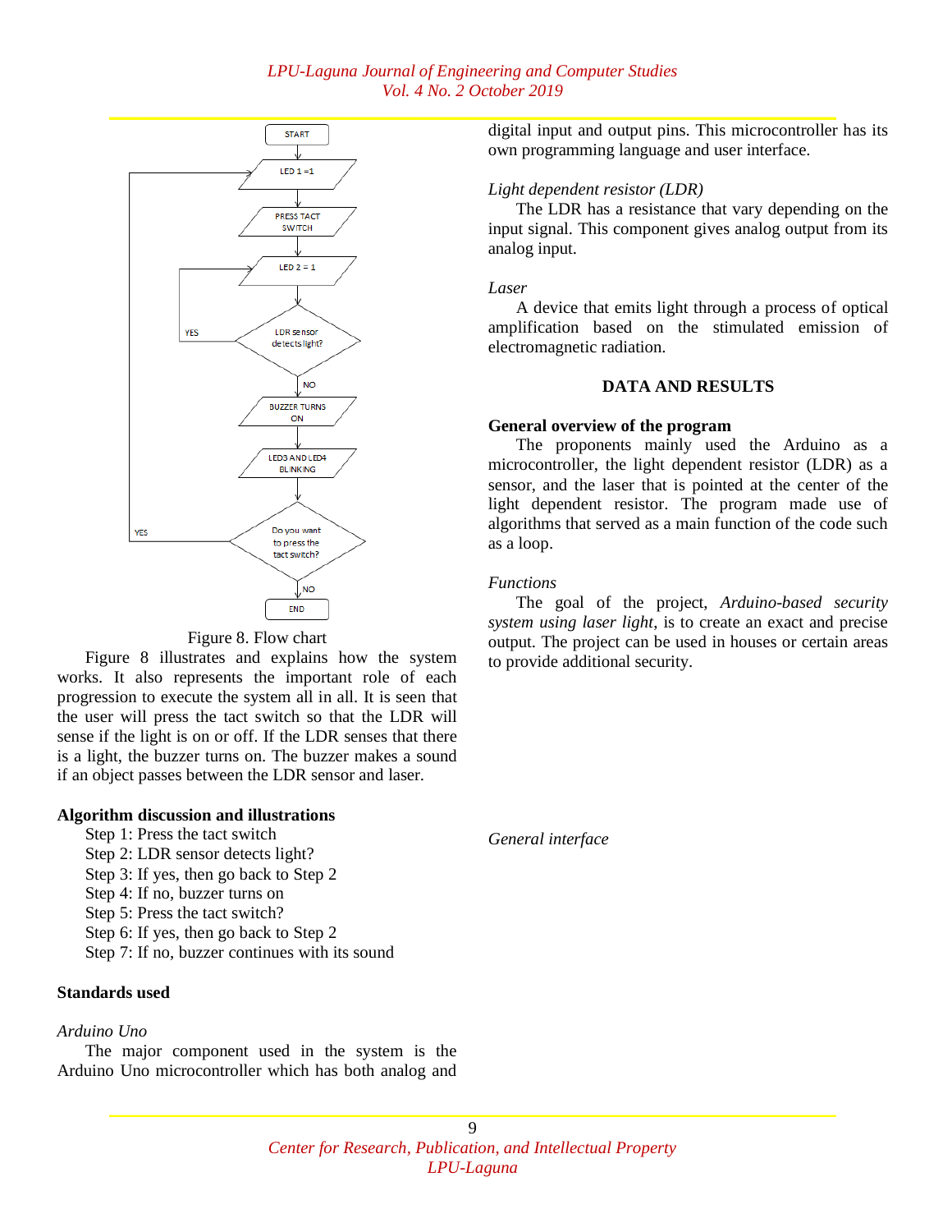Figure 8. Flow chart

Figure 8 illustrates and explains how the system works. It also represents the important role of each progression to execute the system all in all. It is seen that the user will press the tact switch so that the LDR will sense if the light is on or off. If the LDR senses that there is a light, the buzzer turns on. The buzzer makes a sound if an object passes between the LDR sensor and laser.

**Algorithm discussion and illustrations**

Step 1: Press the tact switch
Step 2: LDR sensor detects light?
Step 3: If yes, then go back to Step 2
Step 4: If no, buzzer turns on
Step 5: Press the tact switch?
Step 6: If yes, then go back to Step 2
Step 7: If no, buzzer continues with its sound

**Standards used**

*Arduino Uno*

The major component used in the system is the Arduino Uno microcontroller which has both analog and digital input and output pins. This microcontroller has its own programming language and user interface.

*Light dependent resistor (LDR)*

The LDR has a resistance that vary depending on the input signal. This component gives analog output from its analog input.

*Laser*

A device that emits light through a process of optical amplification based on the stimulated emission of electromagnetic radiation.

## DATA AND RESULTS

**General overview of the program**

The proponents mainly used the Arduino as a microcontroller, the light dependent resistor (LDR) as a sensor, and the laser that is pointed at the center of the light dependent resistor. The program made use of algorithms that served as a main function of the code such as a loop.

*Functions*

The goal of the project, *Arduino-based security system using laser light*, is to create an exact and precise output. The project can be used in houses or certain areas to provide additional security.

*General interface*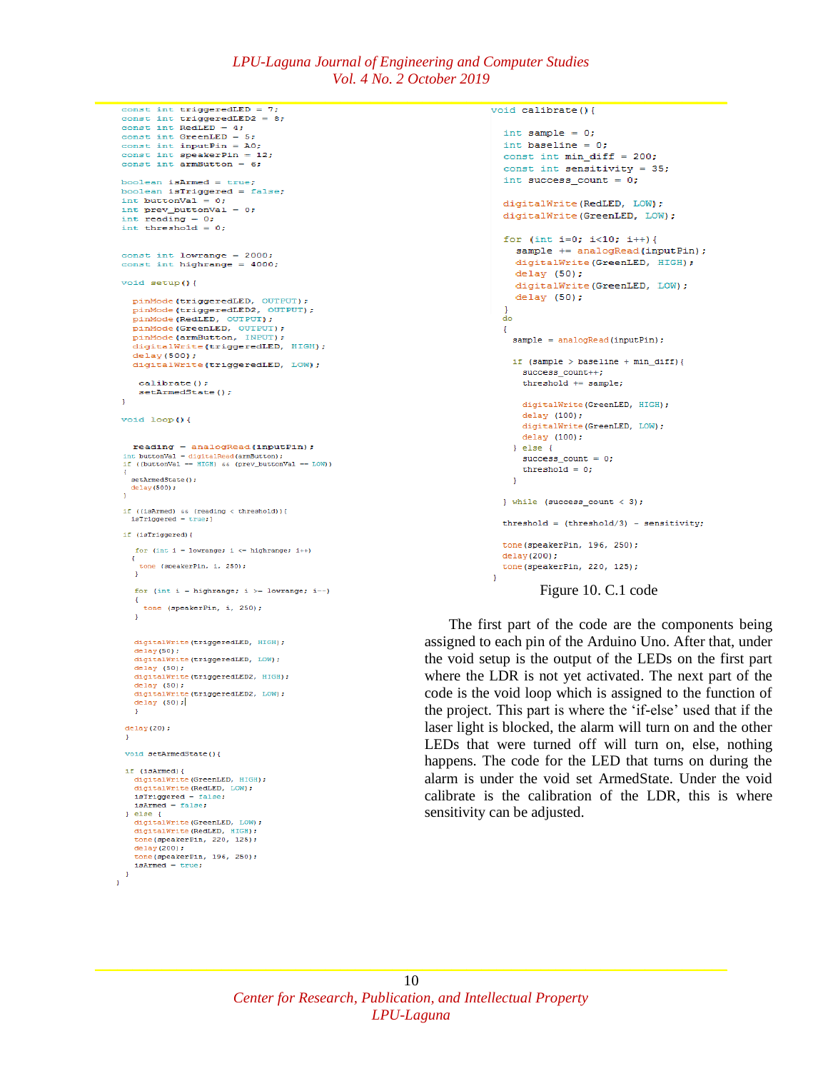```
const int triggeredLED = 7;
const int triggeredLED2 = 8;
const int RedLED = 4;
const int GreenLED = 5;
const int inputPin = A0;
const int speakerPin = 12;
const int armButton = 6;

boolean isArmed = true;
boolean isTriggered = false;
int buttonVal = 0;
int prev_buttonVal = 0;
int reading = 0;
int threshold = 0;


const int lowrange = 2000;
const int highrange = 4000;

void setup(){

  pinMode(triggeredLED, OUTPUT);
  pinMode(triggeredLED2, OUTPUT);
  pinMode(RedLED, OUTPUT);
  pinMode(GreenLED, OUTPUT);
  pinMode(armButton, INPUT);
  digitalWrite(triggeredLED, HIGH);
  delay(500);
  digitalWrite(triggeredLED, LOW);

   calibrate();
   setArmedState();
}

void loop(){


  reading = analogRead(inputPin);
 int buttonVal = digitalRead(armButton);
 if ((buttonVal == HIGH) && (prev_buttonVal == LOW))
 {
  setArmedState();
  delay(500);
 }

 if ((isArmed) && (reading < threshold)){
  isTriggered = true;}

 if (isTriggered){

   for (int i = lowrange; i <= highrange; i++)
   {
    tone (speakerPin, i, 250);
   }

   for (int i = highrange; i >= lowrange; i--)
   {
     tone (speakerPin, i, 250);
   }


   digitalWrite(triggeredLED, HIGH);
   delay(50);
   digitalWrite(triggeredLED, LOW);
   delay (50);
   digitalWrite(triggeredLED2, HIGH);
   delay (50);
   digitalWrite(triggeredLED2, LOW);
   delay (50);
   }

 delay(20);
 }

 void setArmedState(){

 if (isArmed){
   digitalWrite(GreenLED, HIGH);
   digitalWrite(RedLED, LOW);
   isTriggered = false;
   isArmed = false;
 } else {
   digitalWrite(GreenLED, LOW);
   digitalWrite(RedLED, HIGH);
   tone(speakerPin, 220, 125);
   delay(200);
   tone(speakerPin, 196, 250);
   isArmed = true;
 }
}

void calibrate(){

  int sample = 0;
  int baseline = 0;
  const int min_diff = 200;
  const int sensitivity = 35;
  int success_count = 0;

  digitalWrite(RedLED, LOW);
  digitalWrite(GreenLED, LOW);

  for (int i=0; i<10; i++){
    sample += analogRead(inputPin);
    digitalWrite(GreenLED, HIGH);
    delay (50);
    digitalWrite(GreenLED, LOW);
    delay (50);
  }
  do
  {
    sample = analogRead(inputPin);

    if (sample > baseline + min_diff){
      success_count++;
      threshold += sample;

      digitalWrite(GreenLED, HIGH);
      delay (100);
      digitalWrite(GreenLED, LOW);
      delay (100);
    } else {
      success_count = 0;
      threshold = 0;
    }

  } while (success_count < 3);

  threshold = (threshold/3) - sensitivity;

  tone(speakerPin, 196, 250);
  delay(200);
  tone(speakerPin, 220, 125);
}
```

Figure 10. C.1 code

The first part of the code are the components being assigned to each pin of the Arduino Uno. After that, under the void setup is the output of the LEDs on the first part where the LDR is not yet activated. The next part of the code is the void loop which is assigned to the function of the project. This part is where the 'if-else' used that if the laser light is blocked, the alarm will turn on and the other LEDs that were turned off will turn on, else, nothing happens. The code for the LED that turns on during the alarm is under the void set ArmedState. Under the void calibrate is the calibration of the LDR, this is where sensitivity can be adjusted.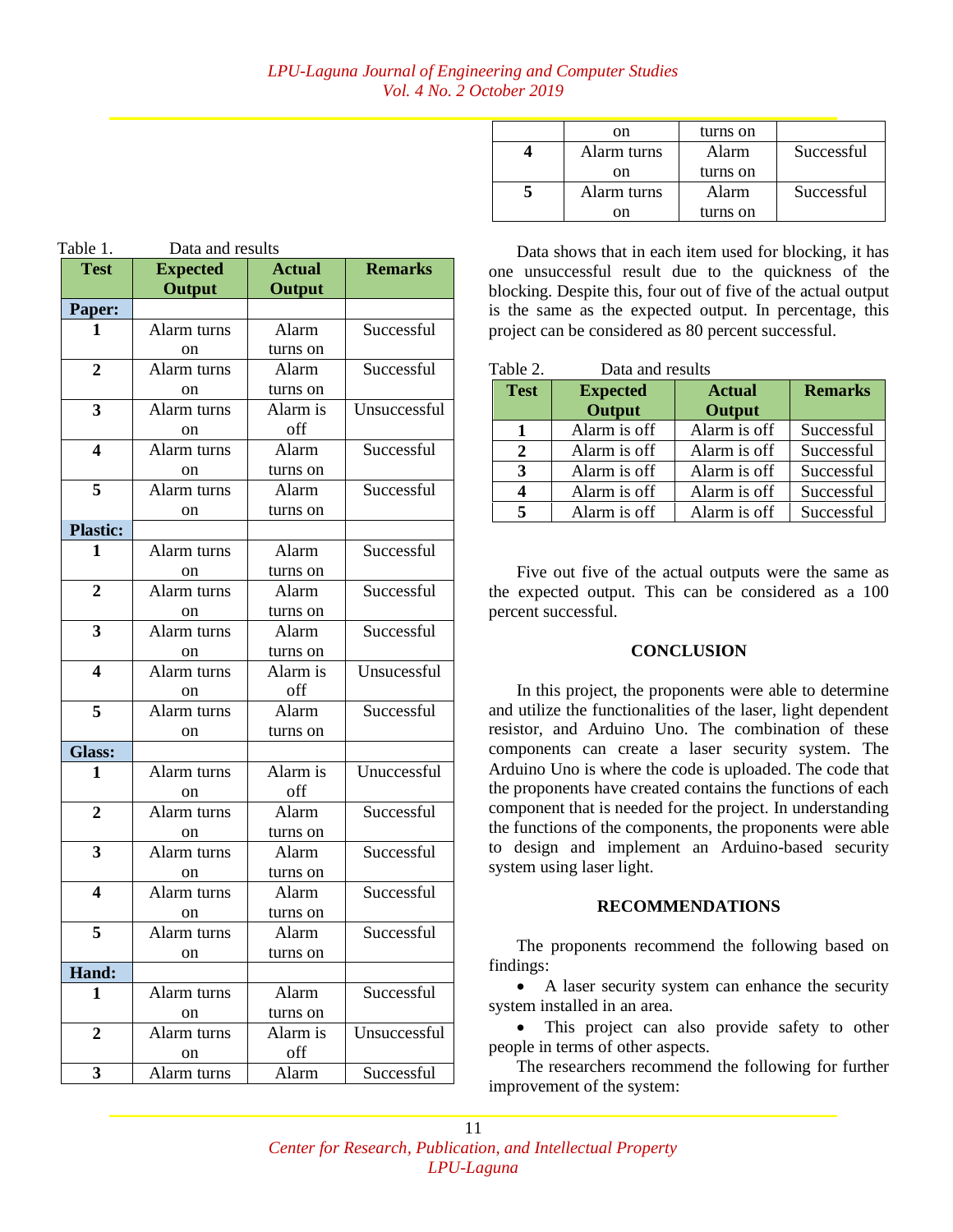Table 1. Data and results

| Test | Expected Output | Actual Output | Remarks |
|---|---|---|---|
| **Paper:** | | | |
| **1** | Alarm turns on | Alarm turns on | Successful |
| **2** | Alarm turns on | Alarm turns on | Successful |
| **3** | Alarm turns on | Alarm is off | Unsuccessful |
| **4** | Alarm turns on | Alarm turns on | Successful |
| **5** | Alarm turns on | Alarm turns on | Successful |
| **Plastic:** | | | |
| **1** | Alarm turns on | Alarm turns on | Successful |
| **2** | Alarm turns on | Alarm turns on | Successful |
| **3** | Alarm turns on | Alarm turns on | Successful |
| **4** | Alarm turns on | Alarm is off | Unsucessful |
| **5** | Alarm turns on | Alarm turns on | Successful |
| **Glass:** | | | |
| **1** | Alarm turns on | Alarm is off | Unucessful |
| **2** | Alarm turns on | Alarm turns on | Successful |
| **3** | Alarm turns on | Alarm turns on | Successful |
| **4** | Alarm turns on | Alarm turns on | Successful |
| **5** | Alarm turns on | Alarm turns on | Successful |
| **Hand:** | | | |
| **1** | Alarm turns on | Alarm turns on | Successful |
| **2** | Alarm turns on | Alarm is off | Unsuccessful |
| **3** | Alarm turns on | Alarm turns on | Successful |
| **4** | Alarm turns on | Alarm turns on | Successful |
| **5** | Alarm turns on | Alarm turns on | Successful |

Data shows that in each item used for blocking, it has one unsuccessful result due to the quickness of the blocking. Despite this, four out of five of the actual output is the same as the expected output. In percentage, this project can be considered as 80 percent successful.

Table 2. Data and results

| Test | Expected Output | Actual Output | Remarks |
|---|---|---|---|
| **1** | Alarm is off | Alarm is off | Successful |
| **2** | Alarm is off | Alarm is off | Successful |
| **3** | Alarm is off | Alarm is off | Successful |
| **4** | Alarm is off | Alarm is off | Successful |
| **5** | Alarm is off | Alarm is off | Successful |

Five out five of the actual outputs were the same as the expected output. This can be considered as a 100 percent successful.

## CONCLUSION

In this project, the proponents were able to determine and utilize the functionalities of the laser, light dependent resistor, and Arduino Uno. The combination of these components can create a laser security system. The Arduino Uno is where the code is uploaded. The code that the proponents have created contains the functions of each component that is needed for the project. In understanding the functions of the components, the proponents were able to design and implement an Arduino-based security system using laser light.

## RECOMMENDATIONS

The proponents recommend the following based on findings:

- A laser security system can enhance the security system installed in an area.
- This project can also provide safety to other people in terms of other aspects.

The researchers recommend the following for further improvement of the system: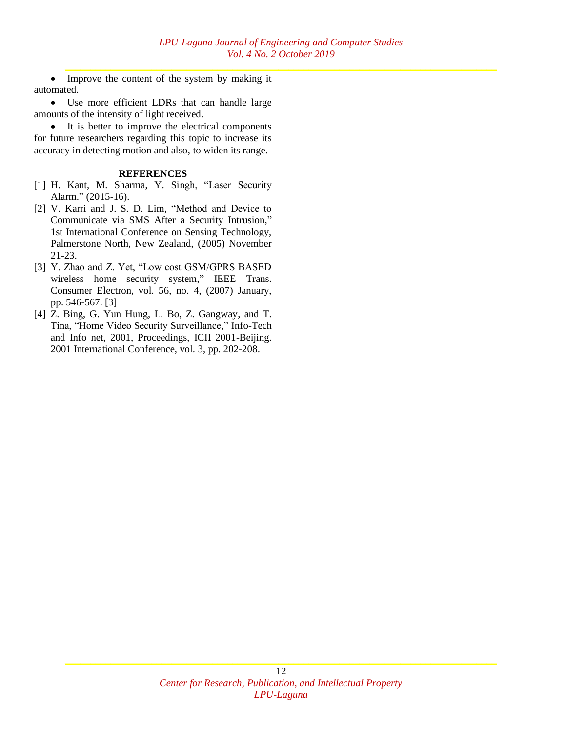- Improve the content of the system by making it automated.
- Use more efficient LDRs that can handle large amounts of the intensity of light received.
- It is better to improve the electrical components for future researchers regarding this topic to increase its accuracy in detecting motion and also, to widen its range.

## REFERENCES

[1] H. Kant, M. Sharma, Y. Singh, "Laser Security Alarm." (2015-16).

[2] V. Karri and J. S. D. Lim, "Method and Device to Communicate via SMS After a Security Intrusion," 1st International Conference on Sensing Technology, Palmerstone North, New Zealand, (2005) November 21-23.

[3] Y. Zhao and Z. Yet, "Low cost GSM/GPRS BASED wireless home security system," IEEE Trans. Consumer Electron, vol. 56, no. 4, (2007) January, pp. 546-567. [3]

[4] Z. Bing, G. Yun Hung, L. Bo, Z. Gangway, and T. Tina, "Home Video Security Surveillance," Info-Tech and Info net, 2001, Proceedings, ICII 2001-Beijing. 2001 International Conference, vol. 3, pp. 202-208.